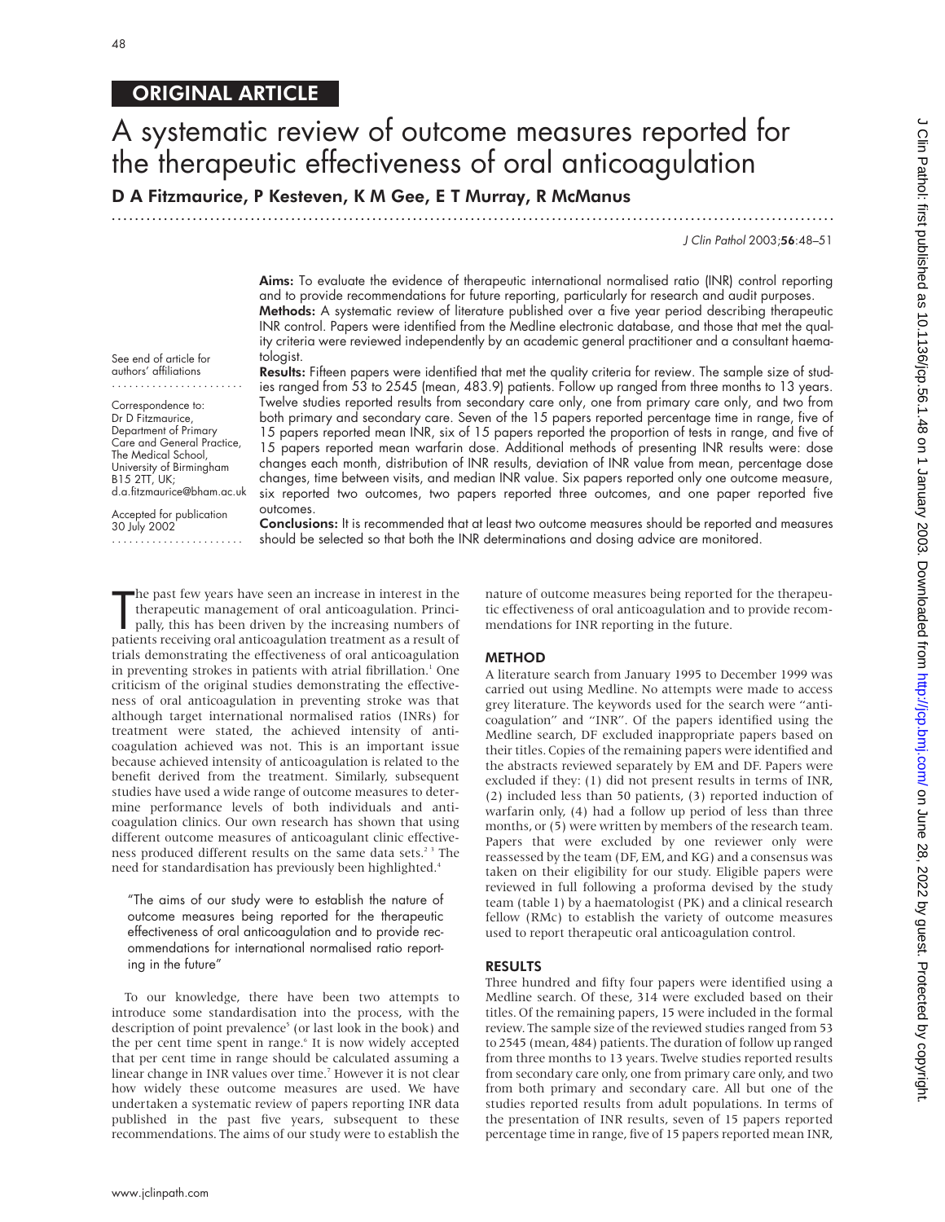## ORIGINAL ARTICLE

# A systematic review of outcome measures reported for the therapeutic effectiveness of oral anticoagulation

**D A Fitzmaurice, P Kesteven, K M Gee, E T Murray, R McManus**

*J Clin Pathol* 2003;**56**:48–51

See end of article for authors' affiliations

Correspondence to: Dr D Fitzmaurice, Department of Primary Care and General Practice, The Medical School, University of Birmingham B15 2TT, UK; d.a.fitzmaurice@bham.ac.uk

Accepted for publication 30 July 2002

**Aims:** To evaluate the evidence of therapeutic international normalised ratio (INR) control reporting and to provide recommendations for future reporting, particularly for research and audit purposes.

**Methods:** A systematic review of literature published over a five year period describing therapeutic INR control. Papers were identified from the Medline electronic database, and those that met the quality criteria were reviewed independently by an academic general practitioner and a consultant haematologist.

**Results:** Fifteen papers were identified that met the quality criteria for review. The sample size of studies ranged from 53 to 2545 (mean, 483.9) patients. Follow up ranged from three months to 13 years. Twelve studies reported results from secondary care only, one from primary care only, and two from both primary and secondary care. Seven of the 15 papers reported percentage time in range, five of 15 papers reported mean INR, six of 15 papers reported the proportion of tests in range, and five of 15 papers reported mean warfarin dose. Additional methods of presenting INR results were: dose changes each month, distribution of INR results, deviation of INR value from mean, percentage dose changes, time between visits, and median INR value. Six papers reported only one outcome measure, six reported two outcomes, two papers reported three outcomes, and one paper reported five outcomes.

**Conclusions:** It is recommended that at least two outcome measures should be reported and measures should be selected so that both the INR determinations and dosing advice are monitored.

The past few years have seen an increase in interest in the therapeutic management of oral anticoagulation. Principally, this has been driven by the increasing numbers of patients receiving oral anticoagulation treatment as a result of trials demonstrating the effectiveness of oral anticoagulation in preventing strokes in patients with atrial fibrillation.[1] One criticism of the original studies demonstrating the effectiveness of oral anticoagulation in preventing stroke was that although target international normalised ratios (INRs) for treatment were stated, the achieved intensity of anticoagulation achieved was not. This is an important issue because achieved intensity of anticoagulation is related to the benefit derived from the treatment. Similarly, subsequent studies have used a wide range of outcome measures to determine performance levels of both individuals and anticoagulation clinics. Our own research has shown that using different outcome measures of anticoagulant clinic effectiveness produced different results on the same data sets.[2,3] The need for standardisation has previously been highlighted.[4]

> "The aims of our study were to establish the nature of outcome measures being reported for the therapeutic effectiveness of oral anticoagulation and to provide recommendations for international normalised ratio reporting in the future"

To our knowledge, there have been two attempts to introduce some standardisation into the process, with the description of point prevalence[5] (or last look in the book) and the per cent time spent in range.[6] It is now widely accepted that per cent time in range should be calculated assuming a linear change in INR values over time.[7] However it is not clear how widely these outcome measures are used. We have undertaken a systematic review of papers reporting INR data published in the past five years, subsequent to these recommendations. The aims of our study were to establish the nature of outcome measures being reported for the therapeutic effectiveness of oral anticoagulation and to provide recommendations for INR reporting in the future.

## METHOD

A literature search from January 1995 to December 1999 was carried out using Medline. No attempts were made to access grey literature. The keywords used for the search were "anticoagulation" and "INR". Of the papers identified using the Medline search, DF excluded inappropriate papers based on their titles. Copies of the remaining papers were identified and the abstracts reviewed separately by EM and DF. Papers were excluded if they: (1) did not present results in terms of INR, (2) included less than 50 patients, (3) reported induction of warfarin only, (4) had a follow up period of less than three months, or (5) were written by members of the research team. Papers that were excluded by one reviewer only were reassessed by the team (DF, EM, and KG) and a consensus was taken on their eligibility for our study. Eligible papers were reviewed in full following a proforma devised by the study team (table 1) by a haematologist (PK) and a clinical research fellow (RMc) to establish the variety of outcome measures used to report therapeutic oral anticoagulation control.

## RESULTS

Three hundred and fifty four papers were identified using a Medline search. Of these, 314 were excluded based on their titles. Of the remaining papers, 15 were included in the formal review. The sample size of the reviewed studies ranged from 53 to 2545 (mean, 484) patients. The duration of follow up ranged from three months to 13 years. Twelve studies reported results from secondary care only, one from primary care only, and two from both primary and secondary care. All but one of the studies reported results from adult populations. In terms of the presentation of INR results, seven of 15 papers reported percentage time in range, five of 15 papers reported mean INR,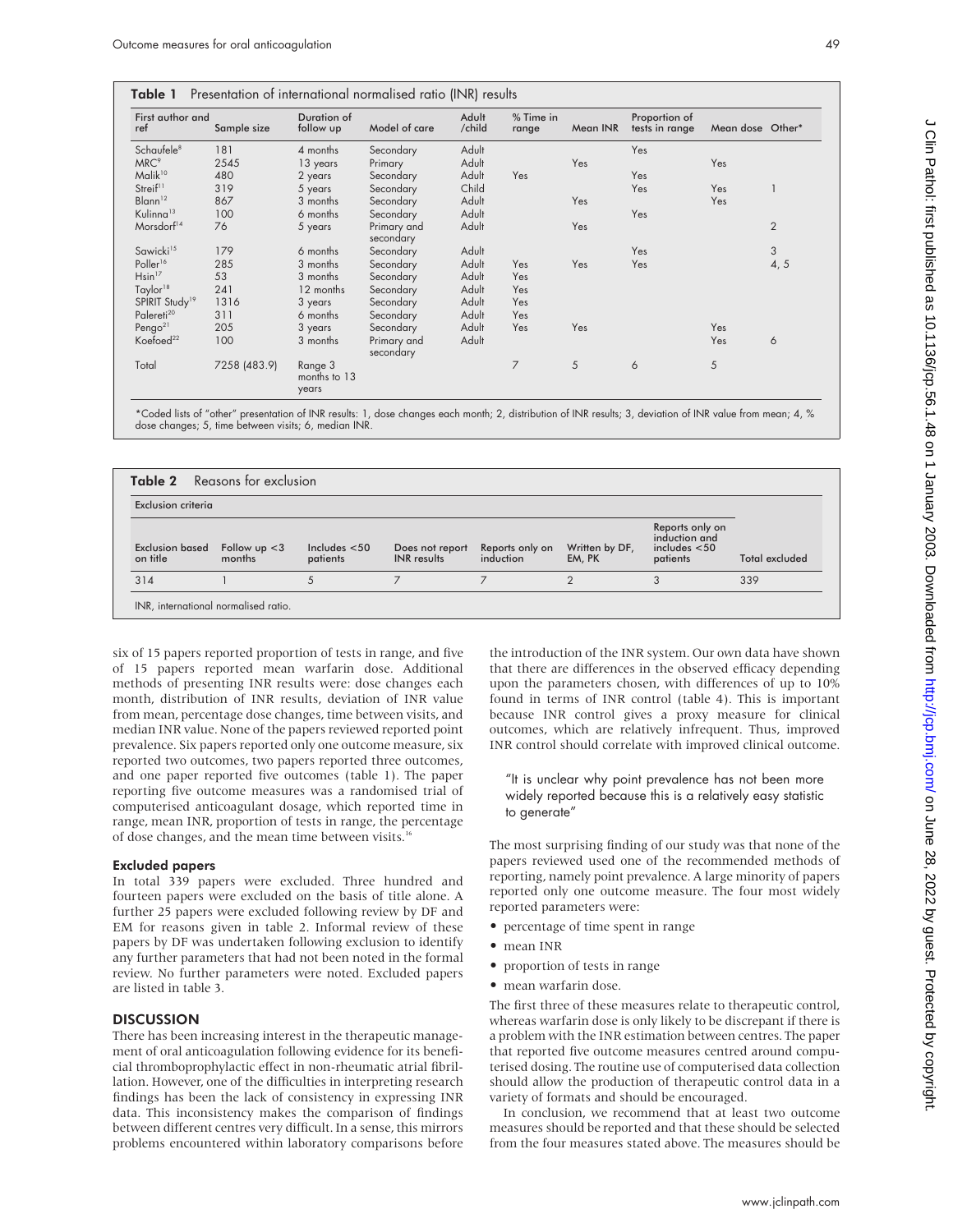**Table 1** Presentation of international normalised ratio (INR) results

| First author and ref | Sample size | Duration of follow up | Model of care | Adult /child | % Time in range | Mean INR | Proportion of tests in range | Mean dose | Other* |
|---|---|---|---|---|---|---|---|---|---|
| Schaufele[8] | 181 | 4 months | Secondary | Adult | | | Yes | | |
| MRC[9] | 2545 | 13 years | Primary | Adult | | Yes | | Yes | |
| Malik[10] | 480 | 2 years | Secondary | Adult | Yes | | Yes | | |
| Streif[11] | 319 | 5 years | Secondary | Child | | | Yes | Yes | 1 |
| Blann[12] | 867 | 3 months | Secondary | Adult | | Yes | | Yes | |
| Kulinna[13] | 100 | 6 months | Secondary | Adult | | | Yes | | |
| Morsdorf[14] | 76 | 5 years | Primary and secondary | Adult | | Yes | | | 2 |
| Sawicki[15] | 179 | 6 months | Secondary | Adult | | | Yes | | 3 |
| Poller[16] | 285 | 3 months | Secondary | Adult | Yes | Yes | Yes | | 4, 5 |
| Hsin[17] | 53 | 3 months | Secondary | Adult | Yes | | | | |
| Taylor[18] | 241 | 12 months | Secondary | Adult | Yes | | | | |
| SPIRIT Study[19] | 1316 | 3 years | Secondary | Adult | Yes | | | | |
| Palereti[20] | 311 | 6 months | Secondary | Adult | Yes | | | | |
| Pengo[21] | 205 | 3 years | Secondary | Adult | Yes | Yes | | Yes | |
| Koefoed[22] | 100 | 3 months | Primary and secondary | Adult | | | | Yes | 6 |
| Total | 7258 (483.9) | Range 3 months to 13 years | | | 7 | 5 | 6 | 5 | |

*Coded lists of "other" presentation of INR results: 1, dose changes each month; 2, distribution of INR results; 3, deviation of INR value from mean; 4, % dose changes; 5, time between visits; 6, median INR.

**Table 2** Reasons for exclusion

| Exclusion criteria | | | | | | | |
|---|---|---|---|---|---|---|---|
| Exclusion based on title | Follow up <3 months | Includes <50 patients | Does not report INR results | Reports only on induction | Written by DF, EM, PK | Reports only on induction and includes <50 patients | Total excluded |
| 314 | 1 | 5 | 7 | 7 | 2 | 3 | 339 |

INR, international normalised ratio.

six of 15 papers reported proportion of tests in range, and five of 15 papers reported mean warfarin dose. Additional methods of presenting INR results were: dose changes each month, distribution of INR results, deviation of INR value from mean, percentage dose changes, time between visits, and median INR value. None of the papers reviewed reported point prevalence. Six papers reported only one outcome measure, six reported two outcomes, two papers reported three outcomes, and one paper reported five outcomes (table 1). The paper reporting five outcome measures was a randomised trial of computerised anticoagulant dosage, which reported time in range, mean INR, proportion of tests in range, the percentage of dose changes, and the mean time between visits.[16]

### Excluded papers

In total 339 papers were excluded. Three hundred and fourteen papers were excluded on the basis of title alone. A further 25 papers were excluded following review by DF and EM for reasons given in table 2. Informal review of these papers by DF was undertaken following exclusion to identify any further parameters that had not been noted in the formal review. No further parameters were noted. Excluded papers are listed in table 3.

## DISCUSSION

There has been increasing interest in the therapeutic management of oral anticoagulation following evidence for its beneficial thromboprophylactic effect in non-rheumatic atrial fibrillation. However, one of the difficulties in interpreting research findings has been the lack of consistency in expressing INR data. This inconsistency makes the comparison of findings between different centres very difficult. In a sense, this mirrors problems encountered within laboratory comparisons before the introduction of the INR system. Our own data have shown that there are differences in the observed efficacy depending upon the parameters chosen, with differences of up to 10% found in terms of INR control (table 4). This is important because INR control gives a proxy measure for clinical outcomes, which are relatively infrequent. Thus, improved INR control should correlate with improved clinical outcome.

> "It is unclear why point prevalence has not been more widely reported because this is a relatively easy statistic to generate"

The most surprising finding of our study was that none of the papers reviewed used one of the recommended methods of reporting, namely point prevalence. A large minority of papers reported only one outcome measure. The four most widely reported parameters were:

- percentage of time spent in range
- mean INR
- proportion of tests in range
- mean warfarin dose.

The first three of these measures relate to therapeutic control, whereas warfarin dose is only likely to be discrepant if there is a problem with the INR estimation between centres. The paper that reported five outcome measures centred around computerised dosing. The routine use of computerised data collection should allow the production of therapeutic control data in a variety of formats and should be encouraged.

In conclusion, we recommend that at least two outcome measures should be reported and that these should be selected from the four measures stated above. The measures should be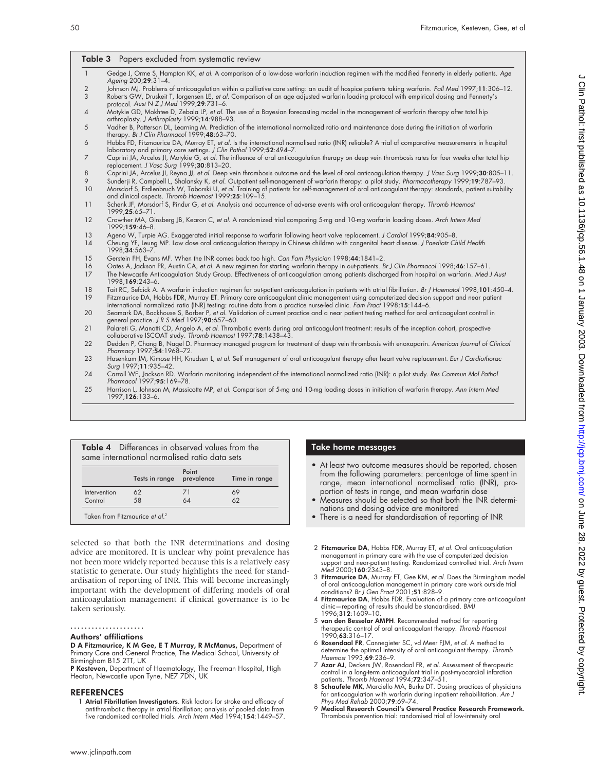**Table 3** Papers excluded from systematic review

| | |
|---|---|
| 1 | Gedge J, Orme S, Hampton KK, *et al.* A comparison of a low-dose warfarin induction regimen with the modified Fennerty in elderly patients. *Age Ageing* 200;**29**:31–4. |
| 2 | Johnson MJ. Problems of anticoagulation within a palliative care setting: an audit of hospice patients taking warfarin. *Pall Med* 1997;**11**:306–12. |
| 3 | Roberts GW, Druskeit T, Jorgensen LE, *et al.* Comparison of an age adjusted warfarin loading protocol with empirical dosing and Fennerty's protocol. *Aust N Z J Med* 1999;**29**:731–6. |
| 4 | Motykie GD, Mokhtee D, Zebala LP, *et al.* The use of a Bayesian forecasting model in the management of warfarin therapy after total hip arthroplasty. *J Arthroplasty* 1999;**14**:988–93. |
| 5 | Vadher B, Patterson DL, Learning M. Prediction of the international normalized ratio and maintenance dose during the initiation of warfarin therapy. *Br J Clin Pharmacol* 1999;**48**:63–70. |
| 6 | Hobbs FD, Fitzmaurice DA, Murray ET, *et al.* Is the international normalised ratio (INR) reliable? A trial of comparative measurements in hospital laboratory and primary care settings. *J Clin Pathol* 1999;**52**:494–7. |
| 7 | Caprini JA, Arcelus JI, Motykie G, *et al.* The influence of oral anticoagulation therapy on deep vein thrombosis rates for four weeks after total hip replacement. *J Vasc Surg* 1999;**30**:813–20. |
| 8 | Caprini JA, Arcelus JI, Reyna JJ, *et al.* Deep vein thrombosis outcome and the level of oral anticoagulation therapy. *J Vasc Surg* 1999;**30**:805–11. |
| 9 | Sunderji R, Campbell L, Shalansky K, *et al.* Outpatient self-management of warfarin therapy: a pilot study. *Pharmacotherapy* 1999;**19**:787–93. |
| 10 | Morsdorf S, Erdlenbruch W, Taborski U, *et al.* Training of patients for self-management of oral anticoagulant therapy: standards, patient suitability and clinical aspects. *Thromb Haemost* 1999;**25**:109–15. |
| 11 | Schenk JF, Morsdorf S, Pindur G, *et al.* Analysis and occurrence of adverse events with oral anticoagulant therapy. *Thromb Haemost* 1999;**25**:65–71. |
| 12 | Crowther MA, Ginsberg JB, Kearon C, *et al.* A randomized trial comparing 5-mg and 10-mg warfarin loading doses. *Arch Intern Med* 1999;**159**:46–8. |
| 13 | Ageno W, Turpie AG. Exaggerated initial response to warfarin following heart valve replacement. *J Cardiol* 1999;**84**:905–8. |
| 14 | Cheung YF, Leung MP. Low dose oral anticoagulation therapy in Chinese children with congenital heart disease. *J Paediatr Child Health* 1998;**34**:563–7. |
| 15 | Gerstein FH, Evans MF. When the INR comes back too high. *Can Fam Physician* 1998;**44**:1841–2. |
| 16 | Oates A, Jackson PR, Austin CA, *et al.* A new regimen for starting warfarin therapy in out-patients. *Br J Clin Pharmacol* 1998;**46**:157–61. |
| 17 | The Newcastle Anticoagulation Study Group. Effectiveness of anticoagulation among patients discharged from hospital on warfarin. *Med J Aust* 1998;**169**:243–6. |
| 18 | Tait RC, Sefcick A. A warfarin induction regimen for out-patient anticoagulation in patients with atrial fibrillation. *Br J Haematol* 1998;**101**:450–4. |
| 19 | Fitzmaurice DA, Hobbs FDR, Murray ET. Primary care anticoagulant clinic management using computerized decision support and near patient international normalized ratio (INR) testing: routine data from a practice nurse-led clinic. *Fam Pract* 1998;**15**:144–6. |
| 20 | Seamark DA, Backhouse S, Barber P, *et al.* Validation of current practice and a near patient testing method for oral anticoagulant control in general practice. *J R S Med* 1997;**90**:657–60. |
| 21 | Palareti G, Manotti CD, Angelo A, *et al.* Thrombotic events during oral anticoagulant treatment: results of the inception cohort, prospective collaborative ISCOAT study. *Thromb Haemost* 1997;**78**:1438–43. |
| 22 | Dedden P, Chang B, Nagel D. Pharmacy managed program for treatment of deep vein thrombosis with enoxaparin. *American Journal of Clinical Pharmacy* 1997;**54**:1968–72. |
| 23 | Hasenkam JM, Kimose HH, Knudsen L, *et al.* Self management of oral anticoagulant therapy after heart valve replacement. *Eur J Cardiothorac Surg* 1997;**11**:935–42. |
| 24 | Carroll WE, Jackson RD. Warfarin monitoring independent of the international normalized ratio (INR): a pilot study. *Res Commun Mol Pathol Pharmacol* 1997;**95**:169–78. |
| 25 | Harrison L, Johnson M, Massicotte MP, *et al.* Comparison of 5-mg and 10-mg loading doses in initiation of warfarin therapy. *Ann Intern Med* 1997;**126**:133–6. |

**Table 4** Differences in observed values from the same international normalised ratio data sets

| | Tests in range | Point prevalence | Time in range |
|---|---|---|---|
| Intervention | 62 | 71 | 69 |
| Control | 58 | 64 | 62 |

Taken from Fitzmaurice *et al.*[2]

selected so that both the INR determinations and dosing advice are monitored. It is unclear why point prevalence has not been more widely reported because this is a relatively easy statistic to generate. Our study highlights the need for standardisation of reporting of INR. This will become increasingly important with the development of differing models of oral anticoagulation management if clinical governance is to be taken seriously.

### Take home messages

- At least two outcome measures should be reported, chosen from the following parameters: percentage of time spent in range, mean international normalised ratio (INR), proportion of tests in range, and mean warfarin dose
- Measures should be selected so that both the INR determinations and dosing advice are monitored
- There is a need for standardisation of reporting of INR

### Authors' affiliations

**D A Fitzmaurice, K M Gee, E T Murray, R McManus,** Department of Primary Care and General Practice, The Medical School, University of Birmingham B15 2TT, UK

**P Kesteven,** Department of Haematology, The Freeman Hospital, High Heaton, Newcastle upon Tyne, NE7 7DN, UK

## REFERENCES

1. **Atrial Fibrillation Investigators**. Risk factors for stroke and efficacy of antithrombotic therapy in atrial fibrillation; analysis of pooled data from five randomised controlled trials. *Arch Intern Med* 1994;**154**:1449–57.
2. **Fitzmaurice DA**, Hobbs FDR, Murray ET, *et al.* Oral anticoagulation management in primary care with the use of computerized decision support and near-patient testing. Randomized controlled trial. *Arch Intern Med* 2000;**160**:2343–8.
3. **Fitzmaurice DA**, Murray ET, Gee KM, *et al.* Does the Birmingham model of oral anticoagulation management in primary care work outside trial conditions? *Br J Gen Pract* 2001;**51**:828–9.
4. **Fitzmaurice DA**, Hobbs FDR. Evaluation of a primary care anticoagulant clinic—reporting of results should be standardised. *BMJ* 1996;**312**:1609–10.
5. **van den Besselar AMPH**. Recommended method for reporting therapeutic control of oral anticoagulant therapy. *Thromb Haemost* 1990;**63**:316–17.
6. **Rosendaal FR**, Cannegieter SC, vd Meer FJM, *et al.* A method to determine the optimal intensity of oral anticoagulant therapy. *Thromb Haemost* 1993;**69**:236–9.
7. **Azar AJ**, Deckers JW, Rosendaal FR, *et al.* Assessment of therapeutic control in a long-term anticoagulant trial in post-myocardial infarction patients. *Thromb Haemost* 1994;**72**:347–51.
8. **Schaufele MK**, Marciello MA, Burke DT. Dosing practices of physicians for anticoagulation with warfarin during inpatient rehabilitation. *Am J Phys Med Rehab* 2000;**79**:69–74.
9. **Medical Research Council's General Practice Research Framework**. Thrombosis prevention trial: randomised trial of low-intensity oral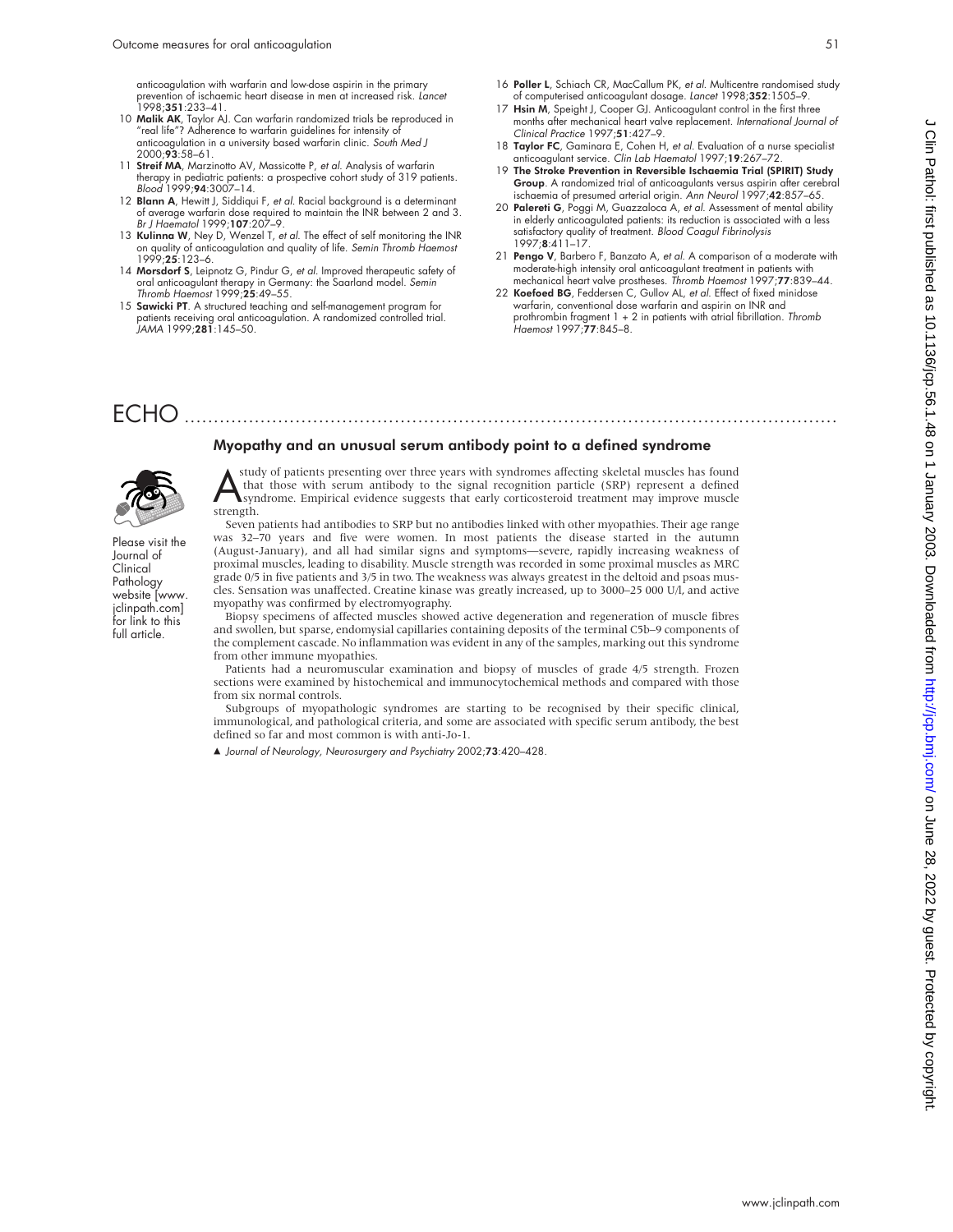anticoagulation with warfarin and low-dose aspirin in the primary prevention of ischaemic heart disease in men at increased risk. *Lancet* 1998;**351**:233–41.

10 **Malik AK**, Taylor AJ. Can warfarin randomized trials be reproduced in "real life"? Adherence to warfarin guidelines for intensity of anticoagulation in a university based warfarin clinic. *South Med J* 2000;**93**:58–61.

11 **Streif MA**, Marzinotto AV, Massicotte P, *et al*. Analysis of warfarin therapy in pediatric patients: a prospective cohort study of 319 patients. *Blood* 1999;**94**:3007–14.

12 **Blann A**, Hewitt J, Siddiqui F, *et al*. Racial background is a determinant of average warfarin dose required to maintain the INR between 2 and 3. *Br J Haematol* 1999;**107**:207–9.

13 **Kulinna W**, Ney D, Wenzel T, *et al*. The effect of self monitoring the INR on quality of anticoagulation and quality of life. *Semin Thromb Haemost* 1999;**25**:123–6.

14 **Morsdorf S**, Leipnotz G, Pindur G, *et al*. Improved therapeutic safety of oral anticoagulant therapy in Germany: the Saarland model. *Semin Thromb Haemost* 1999;**25**:49–55.

15 **Sawicki PT**. A structured teaching and self-management program for patients receiving oral anticoagulation. A randomized controlled trial. *JAMA* 1999;**281**:145–50.

16 **Poller L**, Schiach CR, MacCallum PK, *et al*. Multicentre randomised study of computerised anticoagulant dosage. *Lancet* 1998;**352**:1505–9.

17 **Hsin M**, Speight J, Cooper GJ. Anticoagulant control in the first three months after mechanical heart valve replacement. *International Journal of Clinical Practice* 1997;**51**:427–9.

18 **Taylor FC**, Gaminara E, Cohen H, *et al*. Evaluation of a nurse specialist anticoagulant service. *Clin Lab Haematol* 1997;**19**:267–72.

19 **The Stroke Prevention in Reversible Ischaemia Trial (SPIRIT) Study Group**. A randomized trial of anticoagulants versus aspirin after cerebral ischaemia of presumed arterial origin. *Ann Neurol* 1997;**42**:857–65.

20 **Palereti G**, Poggi M, Guazzaloca A, *et al*. Assessment of mental ability in elderly anticoagulated patients: its reduction is associated with a less satisfactory quality of treatment. *Blood Coagul Fibrinolysis* 1997;**8**:411–17.

21 **Pengo V**, Barbero F, Banzato A, *et al*. A comparison of a moderate with moderate-high intensity oral anticoagulant treatment in patients with mechanical heart valve prostheses. *Thromb Haemost* 1997;**77**:839–44.

22 **Koefoed BG**, Feddersen C, Gullov AL, *et al*. Effect of fixed minidose warfarin, conventional dose warfarin and aspirin on INR and prothrombin fragment 1 + 2 in patients with atrial fibrillation. *Thromb Haemost* 1997;**77**:845–8.

# ECHO

## Myopathy and an unusual serum antibody point to a defined syndrome

Please visit the Journal of Clinical Pathology website [www.jclinpath.com] for link to this full article.

A study of patients presenting over three years with syndromes affecting skeletal muscles has found that those with serum antibody to the signal recognition particle (SRP) represent a defined syndrome. Empirical evidence suggests that early corticosteroid treatment may improve muscle strength.

Seven patients had antibodies to SRP but no antibodies linked with other myopathies. Their age range was 32–70 years and five were women. In most patients the disease started in the autumn (August-January), and all had similar signs and symptoms—severe, rapidly increasing weakness of proximal muscles, leading to disability. Muscle strength was recorded in some proximal muscles as MRC grade 0/5 in five patients and 3/5 in two. The weakness was always greatest in the deltoid and psoas muscles. Sensation was unaffected. Creatine kinase was greatly increased, up to 3000–25 000 U/l, and active myopathy was confirmed by electromyography.

Biopsy specimens of affected muscles showed active degeneration and regeneration of muscle fibres and swollen, but sparse, endomysial capillaries containing deposits of the terminal C5b–9 components of the complement cascade. No inflammation was evident in any of the samples, marking out this syndrome from other immune myopathies.

Patients had a neuromuscular examination and biopsy of muscles of grade 4/5 strength. Frozen sections were examined by histochemical and immunocytochemical methods and compared with those from six normal controls.

Subgroups of myopathologic syndromes are starting to be recognised by their specific clinical, immunological, and pathological criteria, and some are associated with specific serum antibody, the best defined so far and most common is with anti-Jo-1.

▲ *Journal of Neurology, Neurosurgery and Psychiatry* 2002;**73**:420–428.